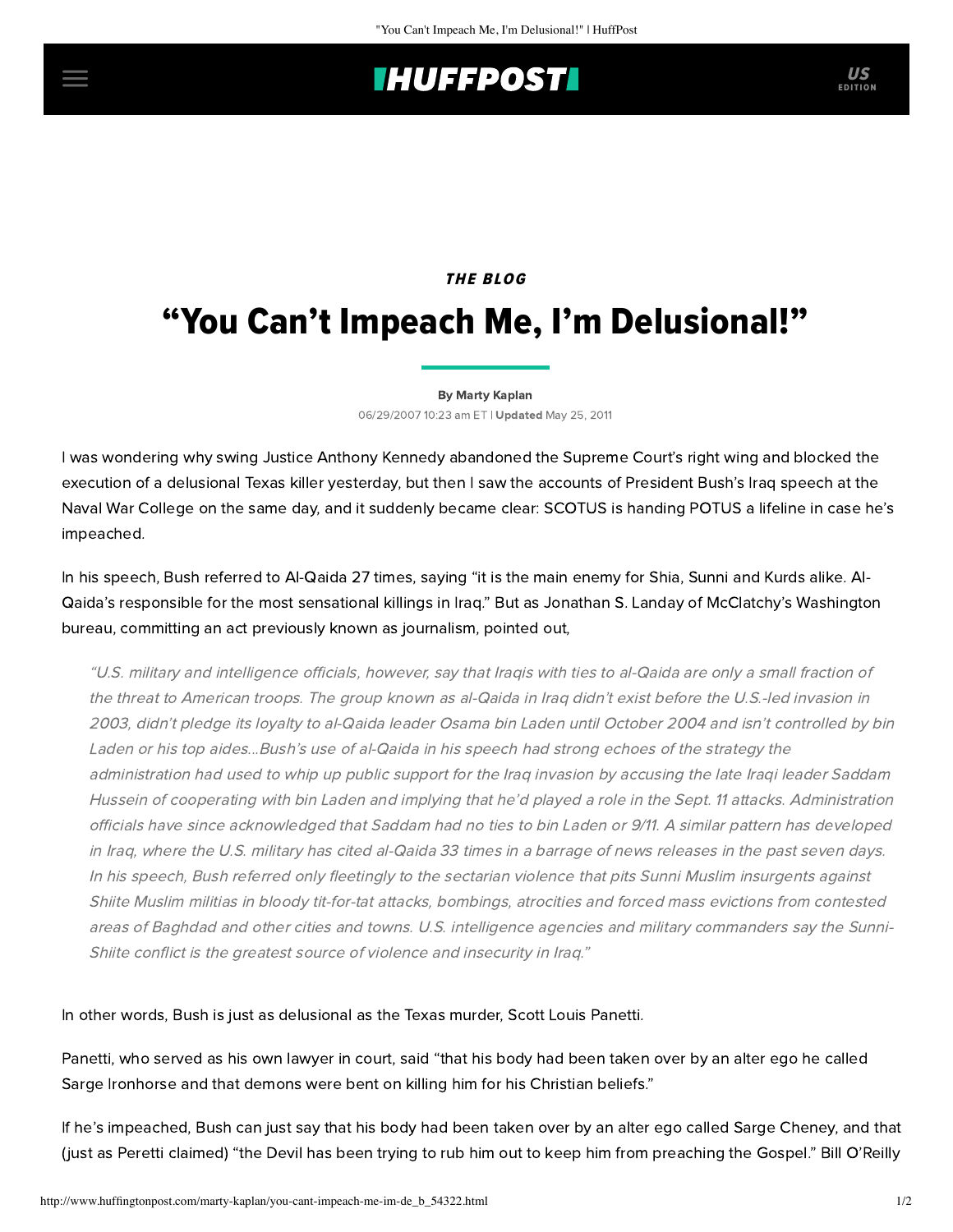*THE BLOG*

# "You Can't Impeach Me, I'm Delusional!"

By Marty Kaplan

06/29/2007 10:23 am ET | **Updated** May 25, 2011

I was wondering why swing Justice Anthony Kennedy abandoned the Supreme Court's right wing and blocked the execution of a delusional Texas killer yesterday, but then I saw the accounts of President Bush's Iraq speech at the Naval War College on the same day, and it suddenly became clear: SCOTUS is handing POTUS a lifeline in case he's impeached.

In his speech, Bush referred to Al-Qaida 27 times, saying "it is the main enemy for Shia, Sunni and Kurds alike. Al-Qaida's responsible for the most sensational killings in Iraq." But as Jonathan S. Landay of McClatchy's Washington bureau, committing an act previously known as journalism, pointed out,

> *"U.S. military and intelligence officials, however, say that Iraqis with ties to al-Qaida are only a small fraction of the threat to American troops. The group known as al-Qaida in Iraq didn't exist before the U.S.-led invasion in 2003, didn't pledge its loyalty to al-Qaida leader Osama bin Laden until October 2004 and isn't controlled by bin Laden or his top aides...Bush's use of al-Qaida in his speech had strong echoes of the strategy the administration had used to whip up public support for the Iraq invasion by accusing the late Iraqi leader Saddam Hussein of cooperating with bin Laden and implying that he'd played a role in the Sept. 11 attacks. Administration officials have since acknowledged that Saddam had no ties to bin Laden or 9/11. A similar pattern has developed in Iraq, where the U.S. military has cited al-Qaida 33 times in a barrage of news releases in the past seven days. In his speech, Bush referred only fleetingly to the sectarian violence that pits Sunni Muslim insurgents against Shiite Muslim militias in bloody tit-for-tat attacks, bombings, atrocities and forced mass evictions from contested areas of Baghdad and other cities and towns. U.S. intelligence agencies and military commanders say the Sunni-Shiite conflict is the greatest source of violence and insecurity in Iraq."*

In other words, Bush is just as delusional as the Texas murder, Scott Louis Panetti.

Panetti, who served as his own lawyer in court, said "that his body had been taken over by an alter ego he called Sarge Ironhorse and that demons were bent on killing him for his Christian beliefs."

If he's impeached, Bush can just say that his body had been taken over by an alter ego called Sarge Cheney, and that (just as Peretti claimed) "the Devil has been trying to rub him out to keep him from preaching the Gospel." Bill O'Reilly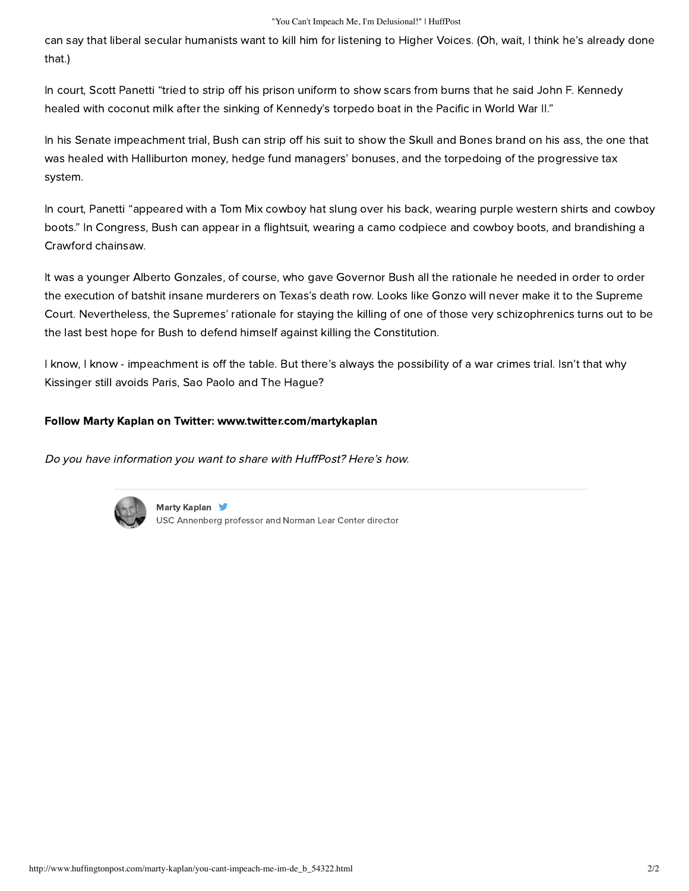can say that liberal secular humanists want to kill him for listening to Higher Voices. (Oh, wait, I think he's already done that.)

In court, Scott Panetti "tried to strip off his prison uniform to show scars from burns that he said John F. Kennedy healed with coconut milk after the sinking of Kennedy's torpedo boat in the Pacific in World War II."

In his Senate impeachment trial, Bush can strip off his suit to show the Skull and Bones brand on his ass, the one that was healed with Halliburton money, hedge fund managers' bonuses, and the torpedoing of the progressive tax system.

In court, Panetti "appeared with a Tom Mix cowboy hat slung over his back, wearing purple western shirts and cowboy boots." In Congress, Bush can appear in a flightsuit, wearing a camo codpiece and cowboy boots, and brandishing a Crawford chainsaw.

It was a younger Alberto Gonzales, of course, who gave Governor Bush all the rationale he needed in order to order the execution of batshit insane murderers on Texas's death row. Looks like Gonzo will never make it to the Supreme Court. Nevertheless, the Supremes' rationale for staying the killing of one of those very schizophrenics turns out to be the last best hope for Bush to defend himself against killing the Constitution.

I know, I know - impeachment is off the table. But there's always the possibility of a war crimes trial. Isn't that why Kissinger still avoids Paris, Sao Paolo and The Hague?

**Follow Marty Kaplan on Twitter: www.twitter.com/martykaplan**

*Do you have information you want to share with HuffPost? Here's how.*

**Marty Kaplan**
USC Annenberg professor and Norman Lear Center director